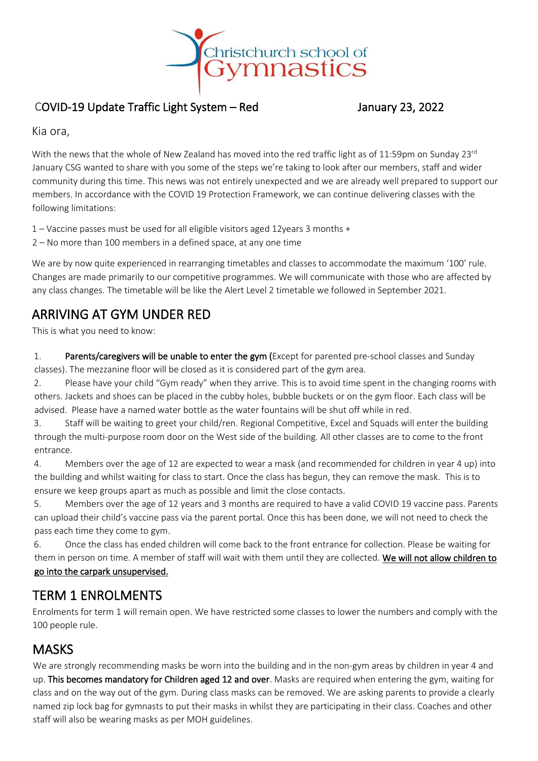Christchurch school of Gymnastics

COVID-19 Update Traffic Light System – Red January 23, 2022

Kia ora,

With the news that the whole of New Zealand has moved into the red traffic light as of 11:59pm on Sunday 23rd January CSG wanted to share with you some of the steps we're taking to look after our members, staff and wider community during this time. This news was not entirely unexpected and we are already well prepared to support our members. In accordance with the COVID 19 Protection Framework, we can continue delivering classes with the following limitations:

1 – Vaccine passes must be used for all eligible visitors aged 12years 3 months +
2 – No more than 100 members in a defined space, at any one time

We are by now quite experienced in rearranging timetables and classes to accommodate the maximum '100' rule. Changes are made primarily to our competitive programmes. We will communicate with those who are affected by any class changes. The timetable will be like the Alert Level 2 timetable we followed in September 2021.

## ARRIVING AT GYM UNDER RED

This is what you need to know:

1. **Parents/caregivers will be unable to enter the gym** (Except for parented pre-school classes and Sunday classes). The mezzanine floor will be closed as it is considered part of the gym area.
2. Please have your child "Gym ready" when they arrive. This is to avoid time spent in the changing rooms with others. Jackets and shoes can be placed in the cubby holes, bubble buckets or on the gym floor. Each class will be advised. Please have a named water bottle as the water fountains will be shut off while in red.
3. Staff will be waiting to greet your child/ren. Regional Competitive, Excel and Squads will enter the building through the multi-purpose room door on the West side of the building. All other classes are to come to the front entrance.
4. Members over the age of 12 are expected to wear a mask (and recommended for children in year 4 up) into the building and whilst waiting for class to start. Once the class has begun, they can remove the mask. This is to ensure we keep groups apart as much as possible and limit the close contacts.
5. Members over the age of 12 years and 3 months are required to have a valid COVID 19 vaccine pass. Parents can upload their child's vaccine pass via the parent portal. Once this has been done, we will not need to check the pass each time they come to gym.
6. Once the class has ended children will come back to the front entrance for collection. Please be waiting for them in person on time. A member of staff will wait with them until they are collected. <u>We will not allow children to go into the carpark unsupervised.</u>

## TERM 1 ENROLMENTS

Enrolments for term 1 will remain open. We have restricted some classes to lower the numbers and comply with the 100 people rule.

## MASKS

We are strongly recommending masks be worn into the building and in the non-gym areas by children in year 4 and up. **This becomes mandatory for Children aged 12 and over**. Masks are required when entering the gym, waiting for class and on the way out of the gym. During class masks can be removed. We are asking parents to provide a clearly named zip lock bag for gymnasts to put their masks in whilst they are participating in their class. Coaches and other staff will also be wearing masks as per MOH guidelines.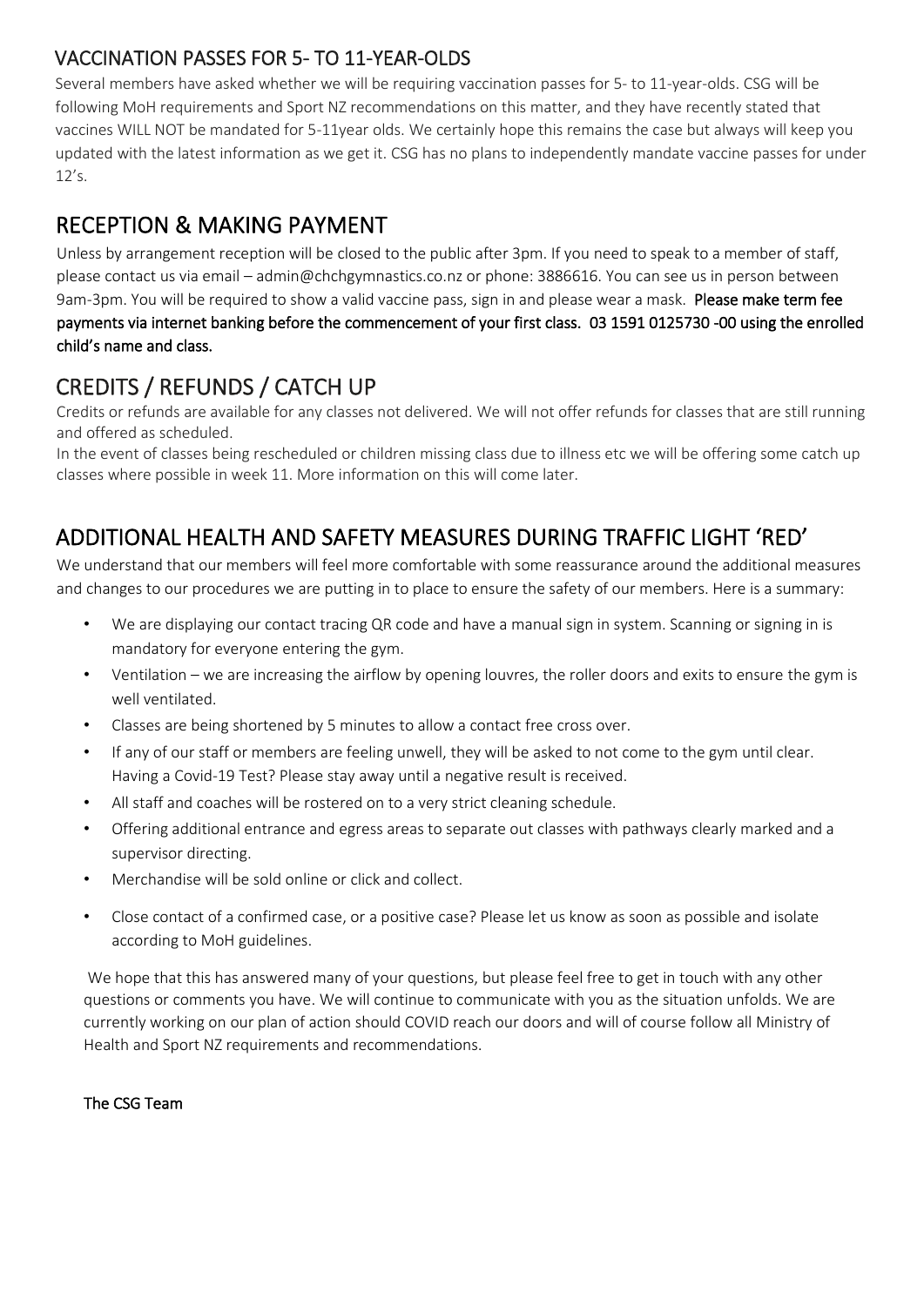## VACCINATION PASSES FOR 5- TO 11-YEAR-OLDS

Several members have asked whether we will be requiring vaccination passes for 5- to 11-year-olds. CSG will be following MoH requirements and Sport NZ recommendations on this matter, and they have recently stated that vaccines WILL NOT be mandated for 5-11year olds. We certainly hope this remains the case but always will keep you updated with the latest information as we get it. CSG has no plans to independently mandate vaccine passes for under 12's.

## RECEPTION & MAKING PAYMENT

Unless by arrangement reception will be closed to the public after 3pm. If you need to speak to a member of staff, please contact us via email – admin@chchgymnastics.co.nz or phone: 3886616. You can see us in person between 9am-3pm. You will be required to show a valid vaccine pass, sign in and please wear a mask. **Please make term fee payments via internet banking before the commencement of your first class. 03 1591 0125730 -00 using the enrolled child's name and class.**

## CREDITS / REFUNDS / CATCH UP

Credits or refunds are available for any classes not delivered. We will not offer refunds for classes that are still running and offered as scheduled.

In the event of classes being rescheduled or children missing class due to illness etc we will be offering some catch up classes where possible in week 11. More information on this will come later.

## ADDITIONAL HEALTH AND SAFETY MEASURES DURING TRAFFIC LIGHT 'RED'

We understand that our members will feel more comfortable with some reassurance around the additional measures and changes to our procedures we are putting in to place to ensure the safety of our members. Here is a summary:

- We are displaying our contact tracing QR code and have a manual sign in system. Scanning or signing in is mandatory for everyone entering the gym.
- Ventilation – we are increasing the airflow by opening louvres, the roller doors and exits to ensure the gym is well ventilated.
- Classes are being shortened by 5 minutes to allow a contact free cross over.
- If any of our staff or members are feeling unwell, they will be asked to not come to the gym until clear. Having a Covid-19 Test? Please stay away until a negative result is received.
- All staff and coaches will be rostered on to a very strict cleaning schedule.
- Offering additional entrance and egress areas to separate out classes with pathways clearly marked and a supervisor directing.
- Merchandise will be sold online or click and collect.
- Close contact of a confirmed case, or a positive case? Please let us know as soon as possible and isolate according to MoH guidelines.

We hope that this has answered many of your questions, but please feel free to get in touch with any other questions or comments you have. We will continue to communicate with you as the situation unfolds. We are currently working on our plan of action should COVID reach our doors and will of course follow all Ministry of Health and Sport NZ requirements and recommendations.

**The CSG Team**